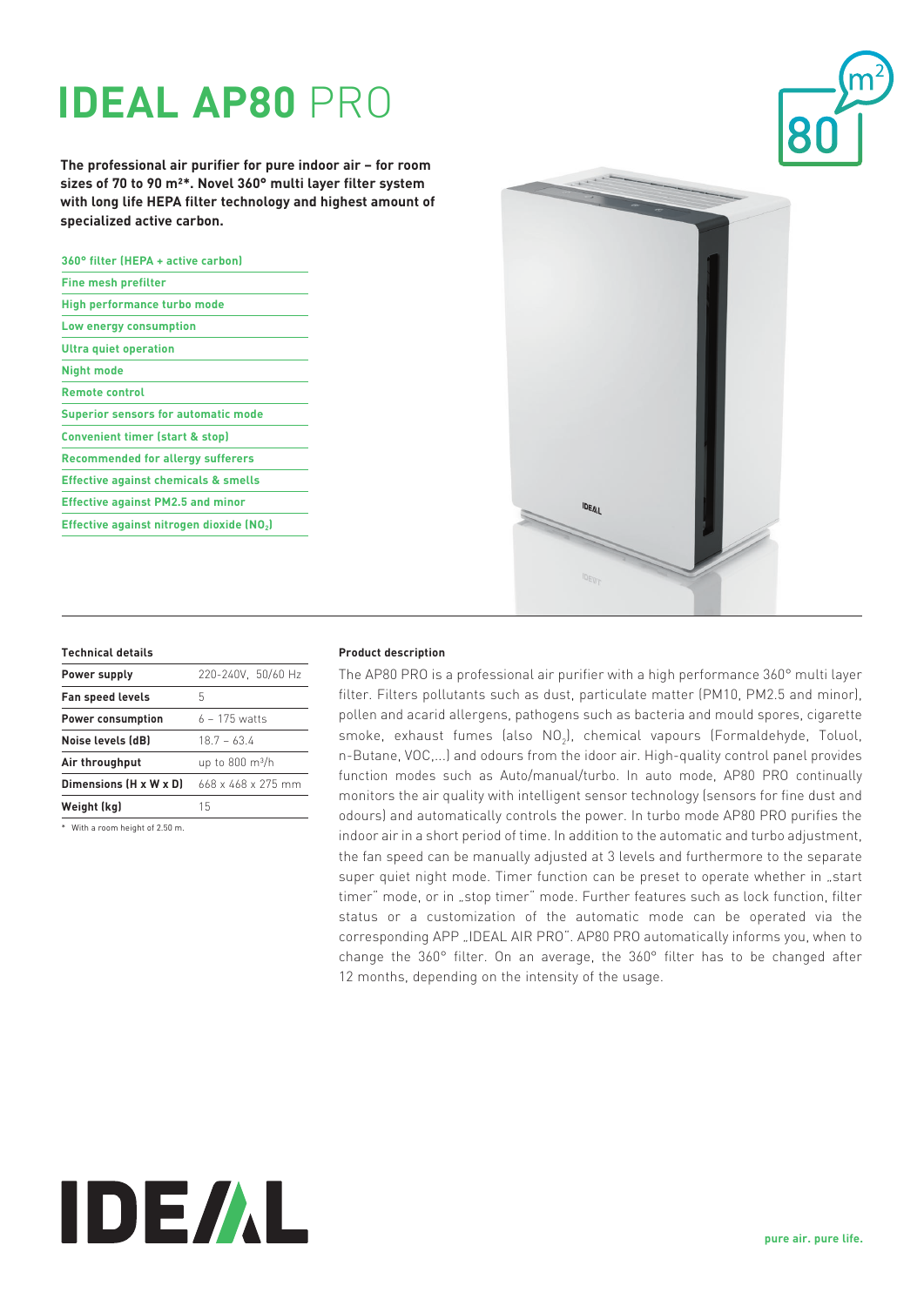# IDEAL AP80 PRO

**The professional air purifier for pure indoor air – for room sizes of 70 to 90 m²\*. Novel 360° multi layer filter system with long life HEPA filter technology and highest amount of specialized active carbon.**

- 360° filter (HEPA + active carbon)
- Fine mesh prefilter
- High performance turbo mode
- Low energy consumption
- Ultra quiet operation
- Night mode
- Remote control
- Superior sensors for automatic mode
- Convenient timer (start & stop)
- Recommended for allergy sufferers
- Effective against chemicals & smells
- Effective against PM2.5 and minor
- Effective against nitrogen dioxide ($NO_2$)

### Technical details

| | |
|---|---|
| **Power supply** | 220-240V, 50/60 Hz |
| **Fan speed levels** | 5 |
| **Power consumption** | 6 – 175 watts |
| **Noise levels (dB)** | 18.7 – 63.4 |
| **Air throughput** | up to 800 m³/h |
| **Dimensions (H x W x D)** | 668 x 468 x 275 mm |
| **Weight (kg)** | 15 |

\* With a room height of 2.50 m.

### Product description

The AP80 PRO is a professional air purifier with a high performance 360° multi layer filter. Filters pollutants such as dust, particulate matter (PM10, PM2.5 and minor), pollen and acarid allergens, pathogens such as bacteria and mould spores, cigarette smoke, exhaust fumes (also $NO_2$), chemical vapours (Formaldehyde, Toluol, n-Butane, VOC,...) and odours from the idoor air. High-quality control panel provides function modes such as Auto/manual/turbo. In auto mode, AP80 PRO continually monitors the air quality with intelligent sensor technology (sensors for fine dust and odours) and automatically controls the power. In turbo mode AP80 PRO purifies the indoor air in a short period of time. In addition to the automatic and turbo adjustment, the fan speed can be manually adjusted at 3 levels and furthermore to the separate super quiet night mode. Timer function can be preset to operate whether in „start timer" mode, or in „stop timer" mode. Further features such as lock function, filter status or a customization of the automatic mode can be operated via the corresponding APP „IDEAL AIR PRO". AP80 PRO automatically informs you, when to change the 360° filter. On an average, the 360° filter has to be changed after 12 months, depending on the intensity of the usage.

IDEAL

pure air. pure life.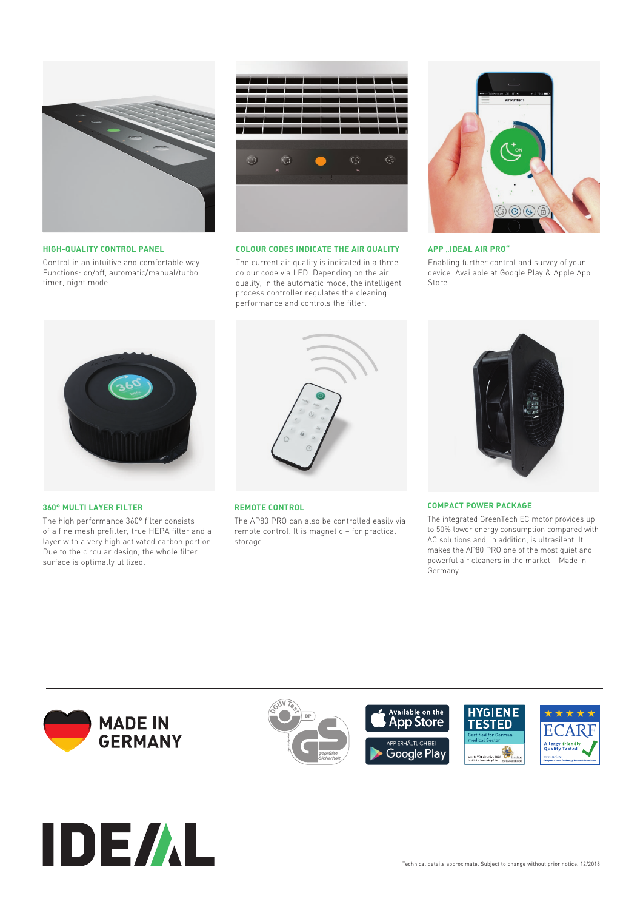### HIGH-QUALITY CONTROL PANEL

Control in an intuitive and comfortable way. Functions: on/off, automatic/manual/turbo, timer, night mode.

### COLOUR CODES INDICATE THE AIR QUALITY

The current air quality is indicated in a three-colour code via LED. Depending on the air quality, in the automatic mode, the intelligent process controller regulates the cleaning performance and controls the filter.

### APP „IDEAL AIR PRO"

Enabling further control and survey of your device. Available at Google Play & Apple App Store

### 360° MULTI LAYER FILTER

The high performance 360° filter consists of a fine mesh prefilter, true HEPA filter and a layer with a very high activated carbon portion. Due to the circular design, the whole filter surface is optimally utilized.

### REMOTE CONTROL

The AP80 PRO can also be controlled easily via remote control. It is magnetic – for practical storage.

### COMPACT POWER PACKAGE

The integrated GreenTech EC motor provides up to 50% lower energy consumption compared with AC solutions and, in addition, is ultrasilent. It makes the AP80 PRO one of the most quiet and powerful air cleaners in the market – Made in Germany.

MADE IN GERMANY

DGUV Test DP GS geprüfte Sicherheit

Available on the App Store

APP ERHÄLTLICH BEI Google Play

HYGIENE TESTED Certified for German medical Sector

ECARF Allergy-friendly Quality Tested

IDEAL

Technical details approximate. Subject to change without prior notice. 12/2018